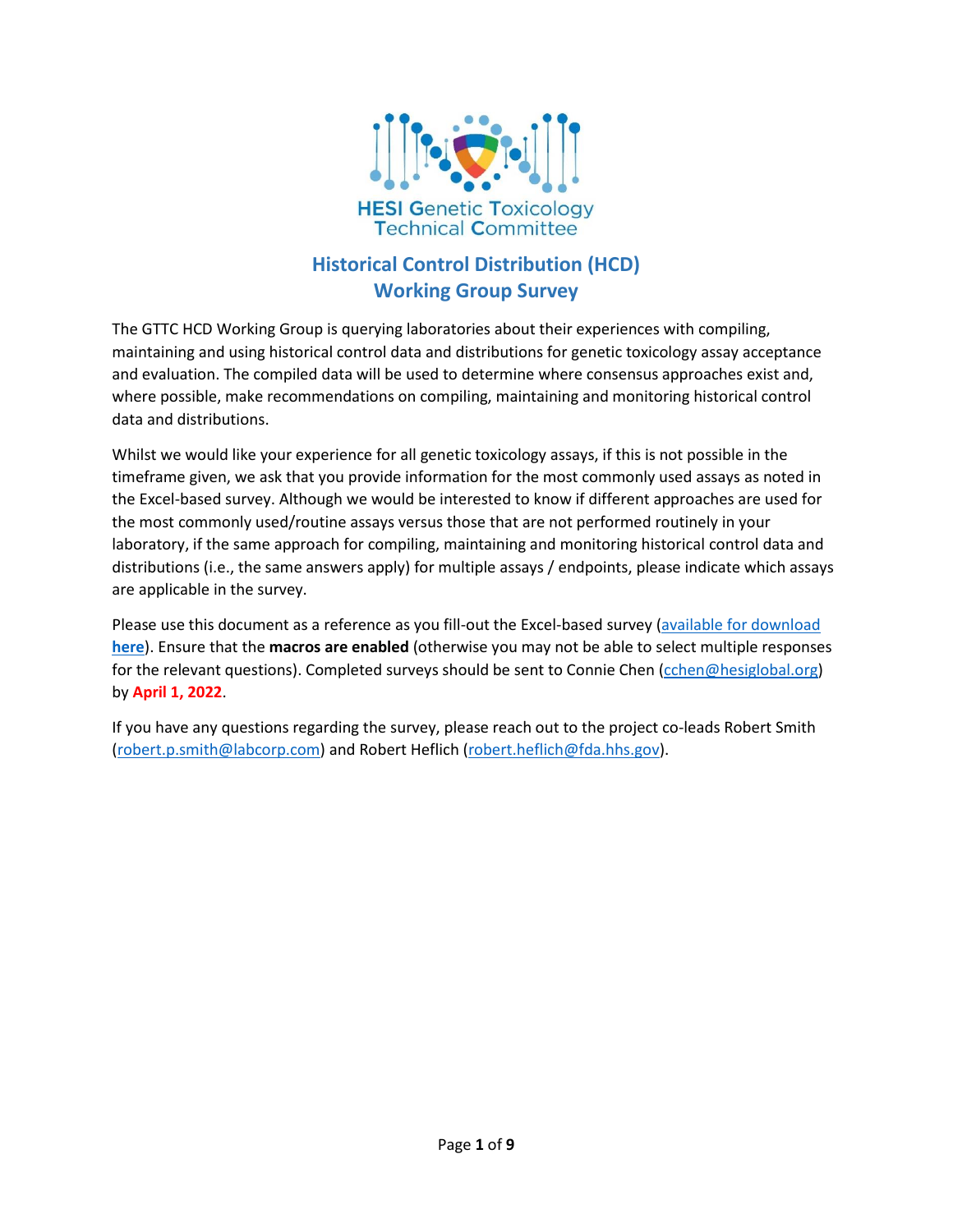HESI Genetic Toxicology Technical Committee

# Historical Control Distribution (HCD) Working Group Survey

The GTTC HCD Working Group is querying laboratories about their experiences with compiling, maintaining and using historical control data and distributions for genetic toxicology assay acceptance and evaluation. The compiled data will be used to determine where consensus approaches exist and, where possible, make recommendations on compiling, maintaining and monitoring historical control data and distributions.

Whilst we would like your experience for all genetic toxicology assays, if this is not possible in the timeframe given, we ask that you provide information for the most commonly used assays as noted in the Excel-based survey. Although we would be interested to know if different approaches are used for the most commonly used/routine assays versus those that are not performed routinely in your laboratory, if the same approach for compiling, maintaining and monitoring historical control data and distributions (i.e., the same answers apply) for multiple assays / endpoints, please indicate which assays are applicable in the survey.

Please use this document as a reference as you fill-out the Excel-based survey (available for download **here**). Ensure that the **macros are enabled** (otherwise you may not be able to select multiple responses for the relevant questions). Completed surveys should be sent to Connie Chen (cchen@hesiglobal.org) by **April 1, 2022**.

If you have any questions regarding the survey, please reach out to the project co-leads Robert Smith (robert.p.smith@labcorp.com) and Robert Heflich (robert.heflich@fda.hhs.gov).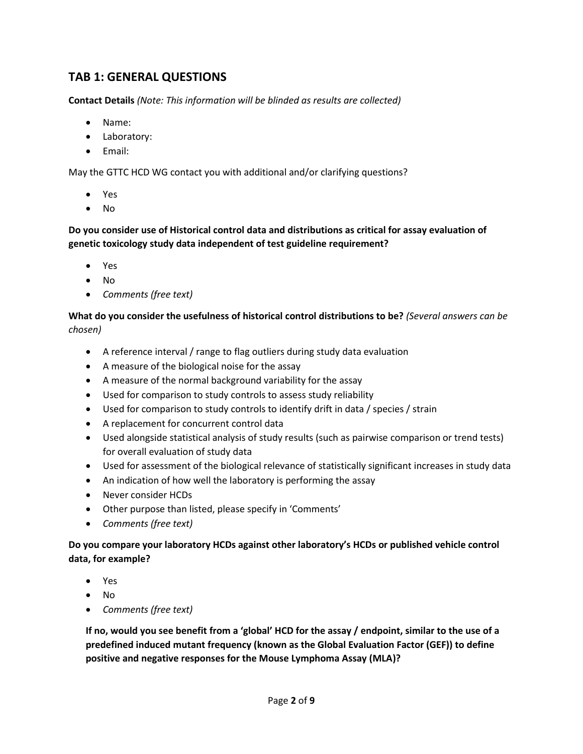## TAB 1: GENERAL QUESTIONS

**Contact Details** *(Note: This information will be blinded as results are collected)*

- Name:
- Laboratory:
- Email:

May the GTTC HCD WG contact you with additional and/or clarifying questions?

- Yes
- No

**Do you consider use of Historical control data and distributions as critical for assay evaluation of genetic toxicology study data independent of test guideline requirement?**

- Yes
- No
- *Comments (free text)*

**What do you consider the usefulness of historical control distributions to be?** *(Several answers can be chosen)*

- A reference interval / range to flag outliers during study data evaluation
- A measure of the biological noise for the assay
- A measure of the normal background variability for the assay
- Used for comparison to study controls to assess study reliability
- Used for comparison to study controls to identify drift in data / species / strain
- A replacement for concurrent control data
- Used alongside statistical analysis of study results (such as pairwise comparison or trend tests) for overall evaluation of study data
- Used for assessment of the biological relevance of statistically significant increases in study data
- An indication of how well the laboratory is performing the assay
- Never consider HCDs
- Other purpose than listed, please specify in 'Comments'
- *Comments (free text)*

**Do you compare your laboratory HCDs against other laboratory's HCDs or published vehicle control data, for example?**

- Yes
- No
- *Comments (free text)*

**If no, would you see benefit from a 'global' HCD for the assay / endpoint, similar to the use of a predefined induced mutant frequency (known as the Global Evaluation Factor (GEF)) to define positive and negative responses for the Mouse Lymphoma Assay (MLA)?**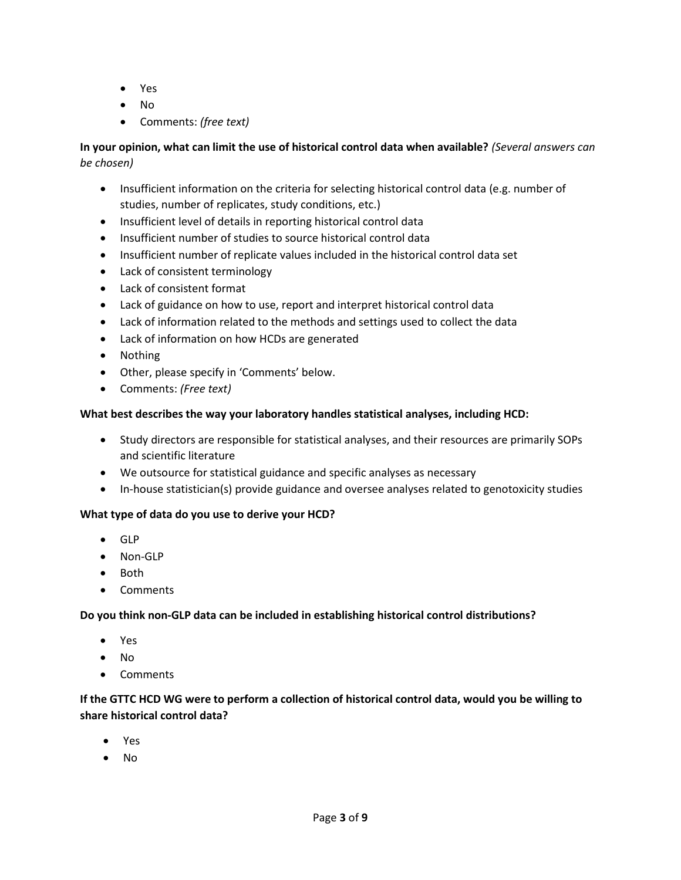- Yes
- No
- Comments: *(free text)*

**In your opinion, what can limit the use of historical control data when available?** *(Several answers can be chosen)*

- Insufficient information on the criteria for selecting historical control data (e.g. number of studies, number of replicates, study conditions, etc.)
- Insufficient level of details in reporting historical control data
- Insufficient number of studies to source historical control data
- Insufficient number of replicate values included in the historical control data set
- Lack of consistent terminology
- Lack of consistent format
- Lack of guidance on how to use, report and interpret historical control data
- Lack of information related to the methods and settings used to collect the data
- Lack of information on how HCDs are generated
- Nothing
- Other, please specify in 'Comments' below.
- Comments: *(Free text)*

**What best describes the way your laboratory handles statistical analyses, including HCD:**

- Study directors are responsible for statistical analyses, and their resources are primarily SOPs and scientific literature
- We outsource for statistical guidance and specific analyses as necessary
- In-house statistician(s) provide guidance and oversee analyses related to genotoxicity studies

**What type of data do you use to derive your HCD?**

- GLP
- Non-GLP
- Both
- Comments

**Do you think non-GLP data can be included in establishing historical control distributions?**

- Yes
- No
- Comments

**If the GTTC HCD WG were to perform a collection of historical control data, would you be willing to share historical control data?**

- Yes
- No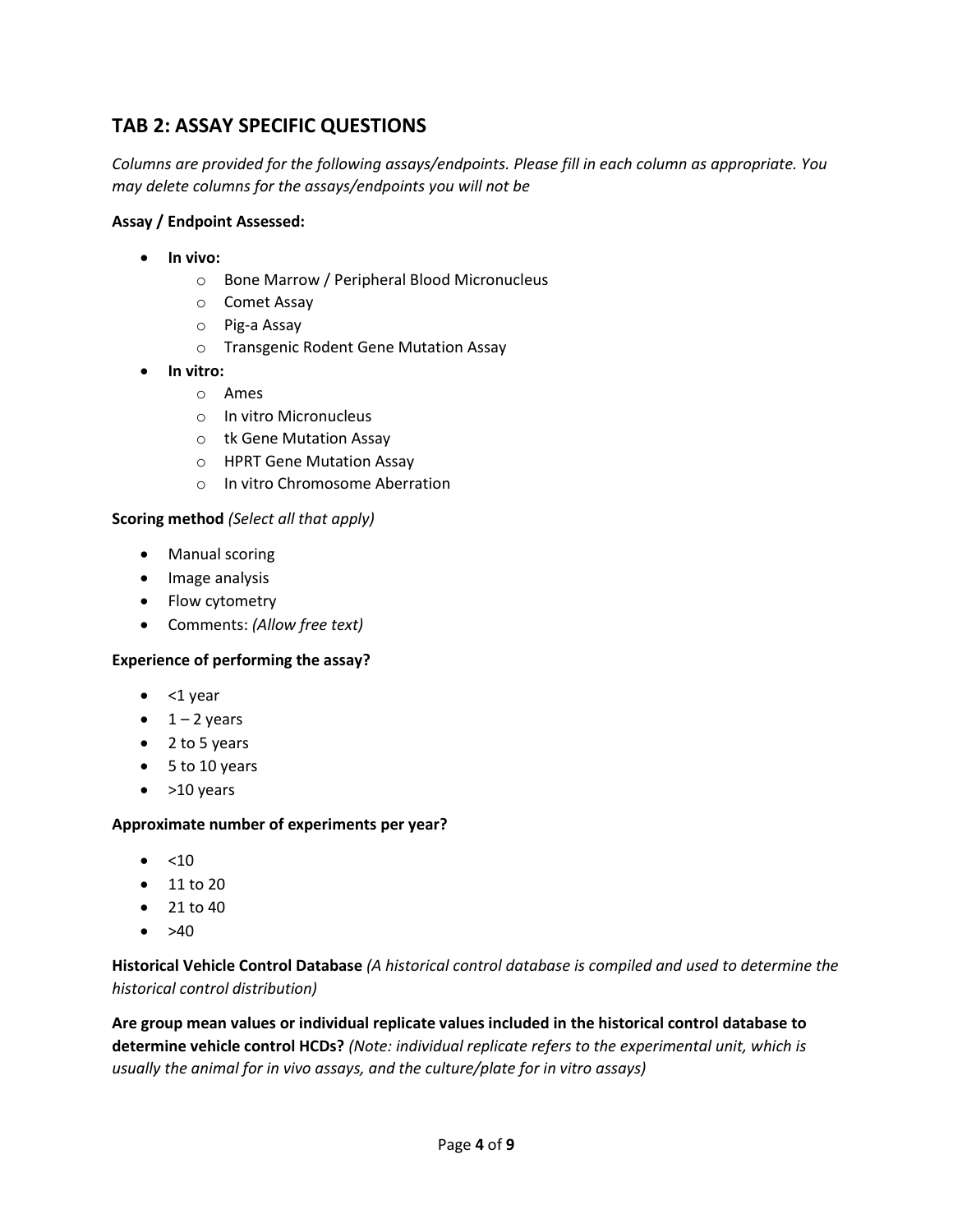## TAB 2: ASSAY SPECIFIC QUESTIONS

*Columns are provided for the following assays/endpoints. Please fill in each column as appropriate. You may delete columns for the assays/endpoints you will not be*

**Assay / Endpoint Assessed:**

- **In vivo:**
  - Bone Marrow / Peripheral Blood Micronucleus
  - Comet Assay
  - Pig-a Assay
  - Transgenic Rodent Gene Mutation Assay
- **In vitro:**
  - Ames
  - In vitro Micronucleus
  - tk Gene Mutation Assay
  - HPRT Gene Mutation Assay
  - In vitro Chromosome Aberration

**Scoring method** *(Select all that apply)*

- Manual scoring
- Image analysis
- Flow cytometry
- Comments: *(Allow free text)*

**Experience of performing the assay?**

- <1 year
- 1 – 2 years
- 2 to 5 years
- 5 to 10 years
- >10 years

**Approximate number of experiments per year?**

- <10
- 11 to 20
- 21 to 40
- >40

**Historical Vehicle Control Database** *(A historical control database is compiled and used to determine the historical control distribution)*

**Are group mean values or individual replicate values included in the historical control database to determine vehicle control HCDs?** *(Note: individual replicate refers to the experimental unit, which is usually the animal for in vivo assays, and the culture/plate for in vitro assays)*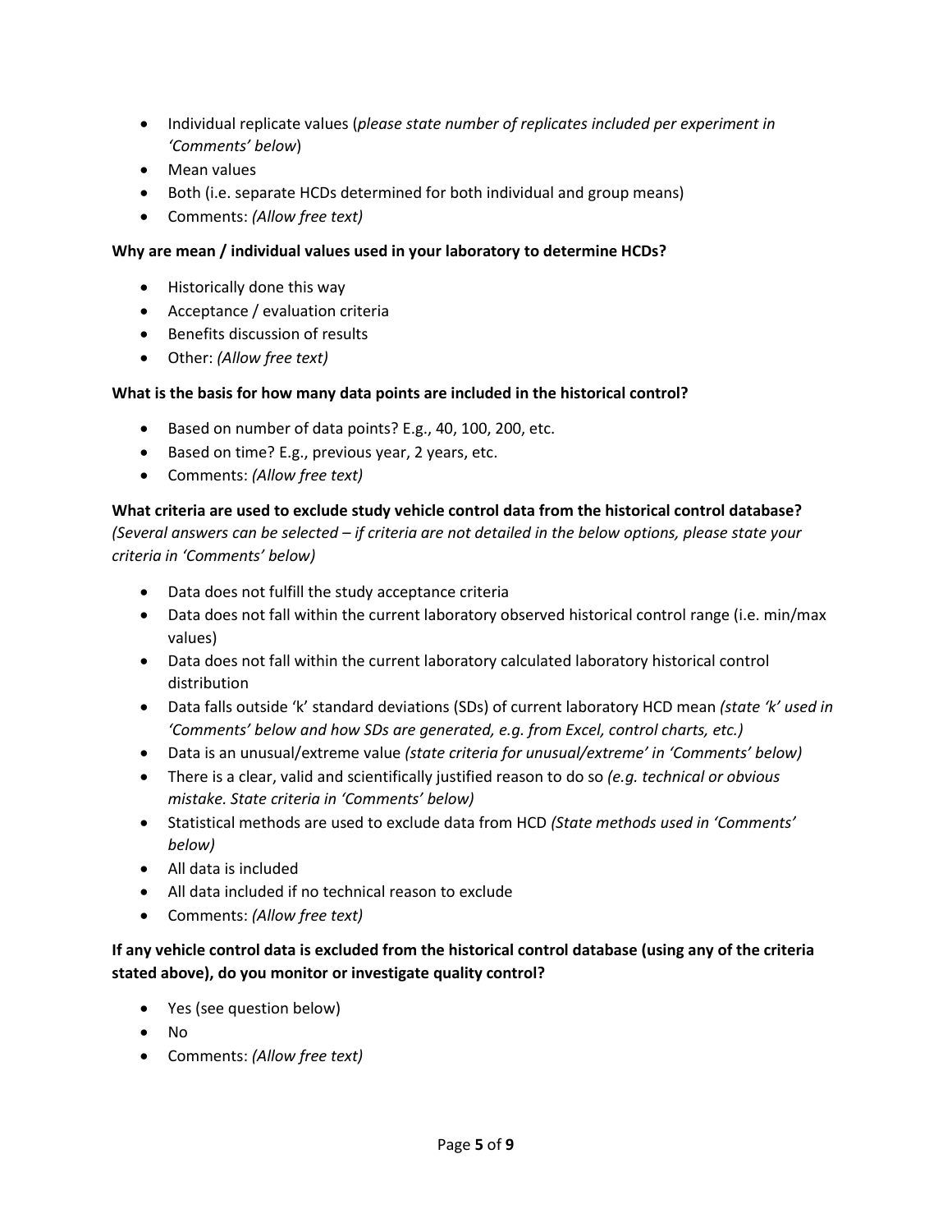- Individual replicate values (*please state number of replicates included per experiment in 'Comments' below*)
- Mean values
- Both (i.e. separate HCDs determined for both individual and group means)
- Comments: *(Allow free text)*

**Why are mean / individual values used in your laboratory to determine HCDs?**

- Historically done this way
- Acceptance / evaluation criteria
- Benefits discussion of results
- Other: *(Allow free text)*

**What is the basis for how many data points are included in the historical control?**

- Based on number of data points? E.g., 40, 100, 200, etc.
- Based on time? E.g., previous year, 2 years, etc.
- Comments: *(Allow free text)*

**What criteria are used to exclude study vehicle control data from the historical control database?**
*(Several answers can be selected – if criteria are not detailed in the below options, please state your criteria in 'Comments' below)*

- Data does not fulfill the study acceptance criteria
- Data does not fall within the current laboratory observed historical control range (i.e. min/max values)
- Data does not fall within the current laboratory calculated laboratory historical control distribution
- Data falls outside 'k' standard deviations (SDs) of current laboratory HCD mean *(state 'k' used in 'Comments' below and how SDs are generated, e.g. from Excel, control charts, etc.)*
- Data is an unusual/extreme value *(state criteria for unusual/extreme' in 'Comments' below)*
- There is a clear, valid and scientifically justified reason to do so *(e.g. technical or obvious mistake. State criteria in 'Comments' below)*
- Statistical methods are used to exclude data from HCD *(State methods used in 'Comments' below)*
- All data is included
- All data included if no technical reason to exclude
- Comments: *(Allow free text)*

**If any vehicle control data is excluded from the historical control database (using any of the criteria stated above), do you monitor or investigate quality control?**

- Yes (see question below)
- No
- Comments: *(Allow free text)*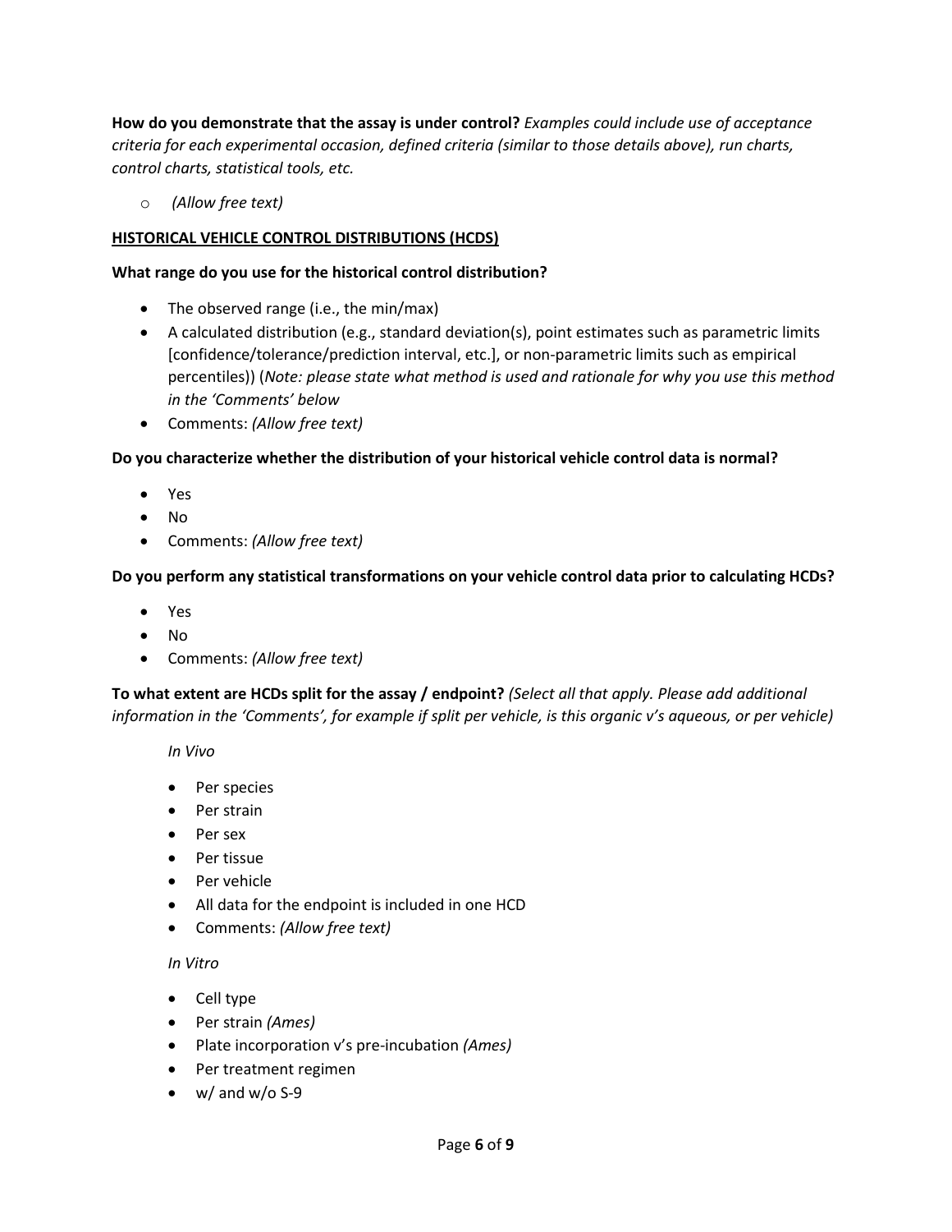**How do you demonstrate that the assay is under control?** *Examples could include use of acceptance criteria for each experimental occasion, defined criteria (similar to those details above), run charts, control charts, statistical tools, etc.*

- *(Allow free text)*

## HISTORICAL VEHICLE CONTROL DISTRIBUTIONS (HCDS)

**What range do you use for the historical control distribution?**

- The observed range (i.e., the min/max)
- A calculated distribution (e.g., standard deviation(s), point estimates such as parametric limits [confidence/tolerance/prediction interval, etc.], or non-parametric limits such as empirical percentiles)) (*Note: please state what method is used and rationale for why you use this method in the 'Comments' below*
- Comments: *(Allow free text)*

**Do you characterize whether the distribution of your historical vehicle control data is normal?**

- Yes
- No
- Comments: *(Allow free text)*

**Do you perform any statistical transformations on your vehicle control data prior to calculating HCDs?**

- Yes
- No
- Comments: *(Allow free text)*

**To what extent are HCDs split for the assay / endpoint?** *(Select all that apply. Please add additional information in the 'Comments', for example if split per vehicle, is this organic v's aqueous, or per vehicle)*

*In Vivo*

- Per species
- Per strain
- Per sex
- Per tissue
- Per vehicle
- All data for the endpoint is included in one HCD
- Comments: *(Allow free text)*

*In Vitro*

- Cell type
- Per strain *(Ames)*
- Plate incorporation v's pre-incubation *(Ames)*
- Per treatment regimen
- w/ and w/o S-9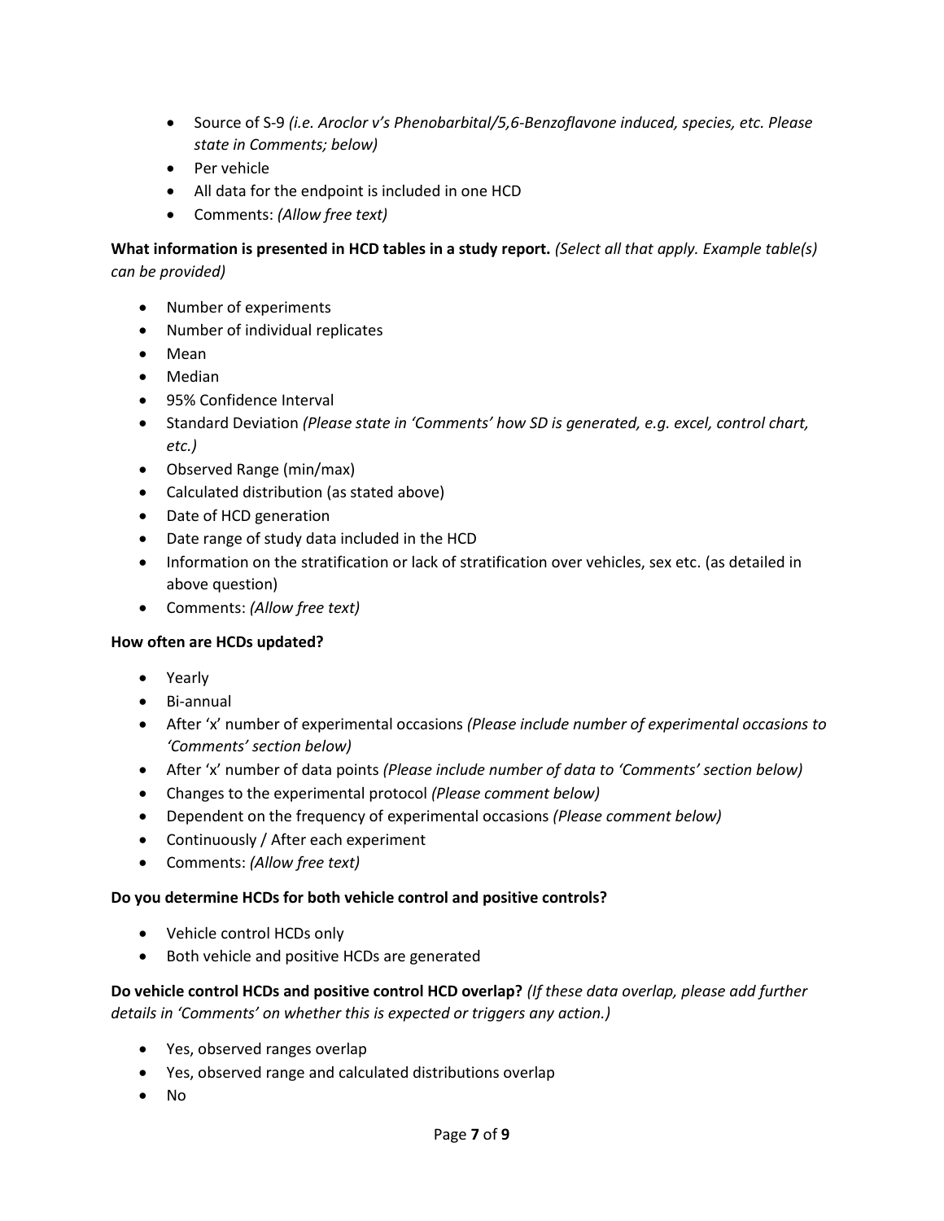- Source of S-9 *(i.e. Aroclor v's Phenobarbital/5,6-Benzoflavone induced, species, etc. Please state in Comments; below)*
- Per vehicle
- All data for the endpoint is included in one HCD
- Comments: *(Allow free text)*

**What information is presented in HCD tables in a study report.** *(Select all that apply. Example table(s) can be provided)*

- Number of experiments
- Number of individual replicates
- Mean
- Median
- 95% Confidence Interval
- Standard Deviation *(Please state in 'Comments' how SD is generated, e.g. excel, control chart, etc.)*
- Observed Range (min/max)
- Calculated distribution (as stated above)
- Date of HCD generation
- Date range of study data included in the HCD
- Information on the stratification or lack of stratification over vehicles, sex etc. (as detailed in above question)
- Comments: *(Allow free text)*

**How often are HCDs updated?**

- Yearly
- Bi-annual
- After 'x' number of experimental occasions *(Please include number of experimental occasions to 'Comments' section below)*
- After 'x' number of data points *(Please include number of data to 'Comments' section below)*
- Changes to the experimental protocol *(Please comment below)*
- Dependent on the frequency of experimental occasions *(Please comment below)*
- Continuously / After each experiment
- Comments: *(Allow free text)*

**Do you determine HCDs for both vehicle control and positive controls?**

- Vehicle control HCDs only
- Both vehicle and positive HCDs are generated

**Do vehicle control HCDs and positive control HCD overlap?** *(If these data overlap, please add further details in 'Comments' on whether this is expected or triggers any action.)*

- Yes, observed ranges overlap
- Yes, observed range and calculated distributions overlap
- No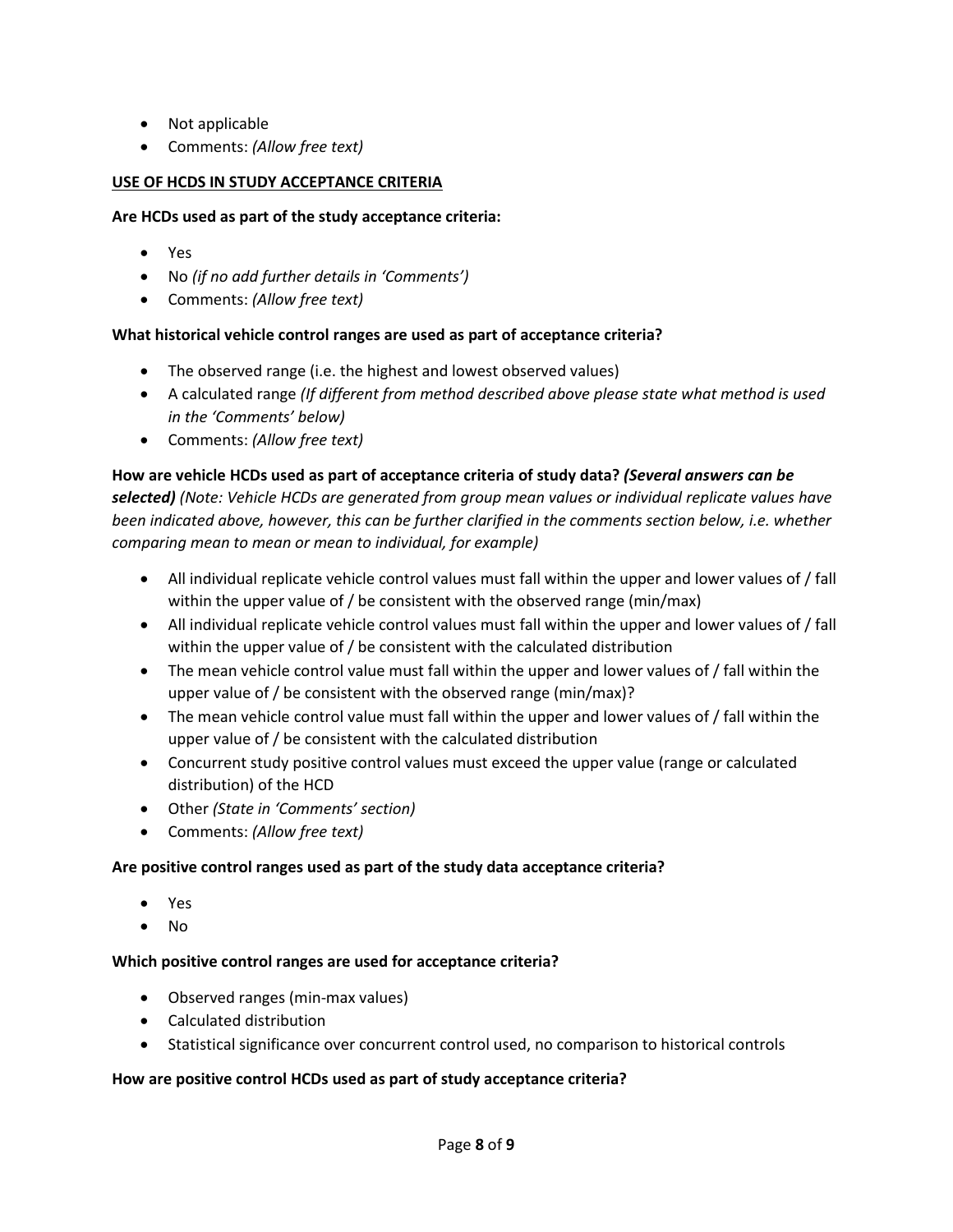- Not applicable
- Comments: *(Allow free text)*

**USE OF HCDS IN STUDY ACCEPTANCE CRITERIA**

**Are HCDs used as part of the study acceptance criteria:**

- Yes
- No *(if no add further details in 'Comments')*
- Comments: *(Allow free text)*

**What historical vehicle control ranges are used as part of acceptance criteria?**

- The observed range (i.e. the highest and lowest observed values)
- A calculated range *(If different from method described above please state what method is used in the 'Comments' below)*
- Comments: *(Allow free text)*

**How are vehicle HCDs used as part of acceptance criteria of study data?** ***(Several answers can be selected)*** *(Note: Vehicle HCDs are generated from group mean values or individual replicate values have been indicated above, however, this can be further clarified in the comments section below, i.e. whether comparing mean to mean or mean to individual, for example)*

- All individual replicate vehicle control values must fall within the upper and lower values of / fall within the upper value of / be consistent with the observed range (min/max)
- All individual replicate vehicle control values must fall within the upper and lower values of / fall within the upper value of / be consistent with the calculated distribution
- The mean vehicle control value must fall within the upper and lower values of / fall within the upper value of / be consistent with the observed range (min/max)?
- The mean vehicle control value must fall within the upper and lower values of / fall within the upper value of / be consistent with the calculated distribution
- Concurrent study positive control values must exceed the upper value (range or calculated distribution) of the HCD
- Other *(State in 'Comments' section)*
- Comments: *(Allow free text)*

**Are positive control ranges used as part of the study data acceptance criteria?**

- Yes
- No

**Which positive control ranges are used for acceptance criteria?**

- Observed ranges (min-max values)
- Calculated distribution
- Statistical significance over concurrent control used, no comparison to historical controls

**How are positive control HCDs used as part of study acceptance criteria?**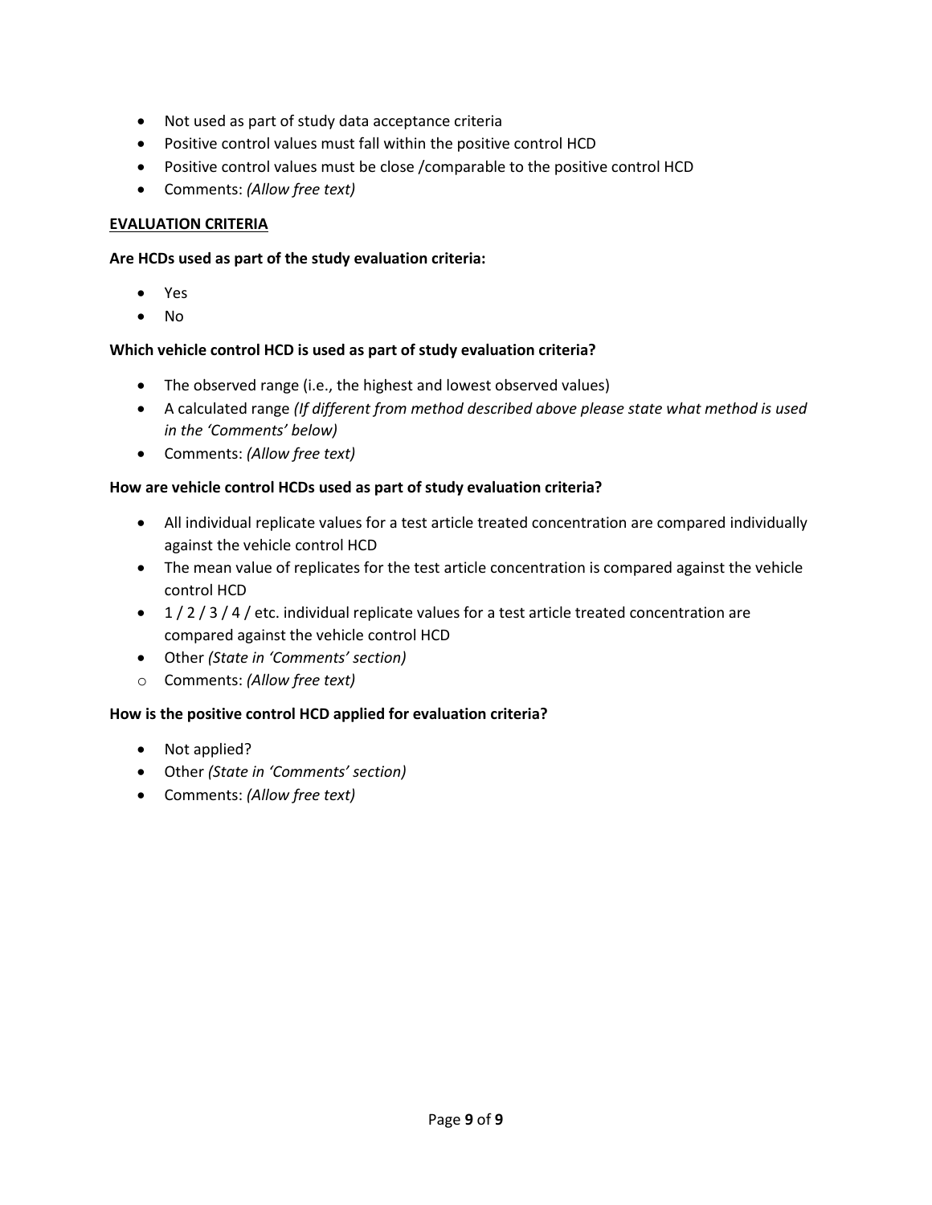- Not used as part of study data acceptance criteria
- Positive control values must fall within the positive control HCD
- Positive control values must be close /comparable to the positive control HCD
- Comments: *(Allow free text)*

**EVALUATION CRITERIA**

**Are HCDs used as part of the study evaluation criteria:**

- Yes
- No

**Which vehicle control HCD is used as part of study evaluation criteria?**

- The observed range (i.e., the highest and lowest observed values)
- A calculated range *(If different from method described above please state what method is used in the 'Comments' below)*
- Comments: *(Allow free text)*

**How are vehicle control HCDs used as part of study evaluation criteria?**

- All individual replicate values for a test article treated concentration are compared individually against the vehicle control HCD
- The mean value of replicates for the test article concentration is compared against the vehicle control HCD
- 1 / 2 / 3 / 4 / etc. individual replicate values for a test article treated concentration are compared against the vehicle control HCD
- Other *(State in 'Comments' section)*
  - Comments: *(Allow free text)*

**How is the positive control HCD applied for evaluation criteria?**

- Not applied?
- Other *(State in 'Comments' section)*
- Comments: *(Allow free text)*